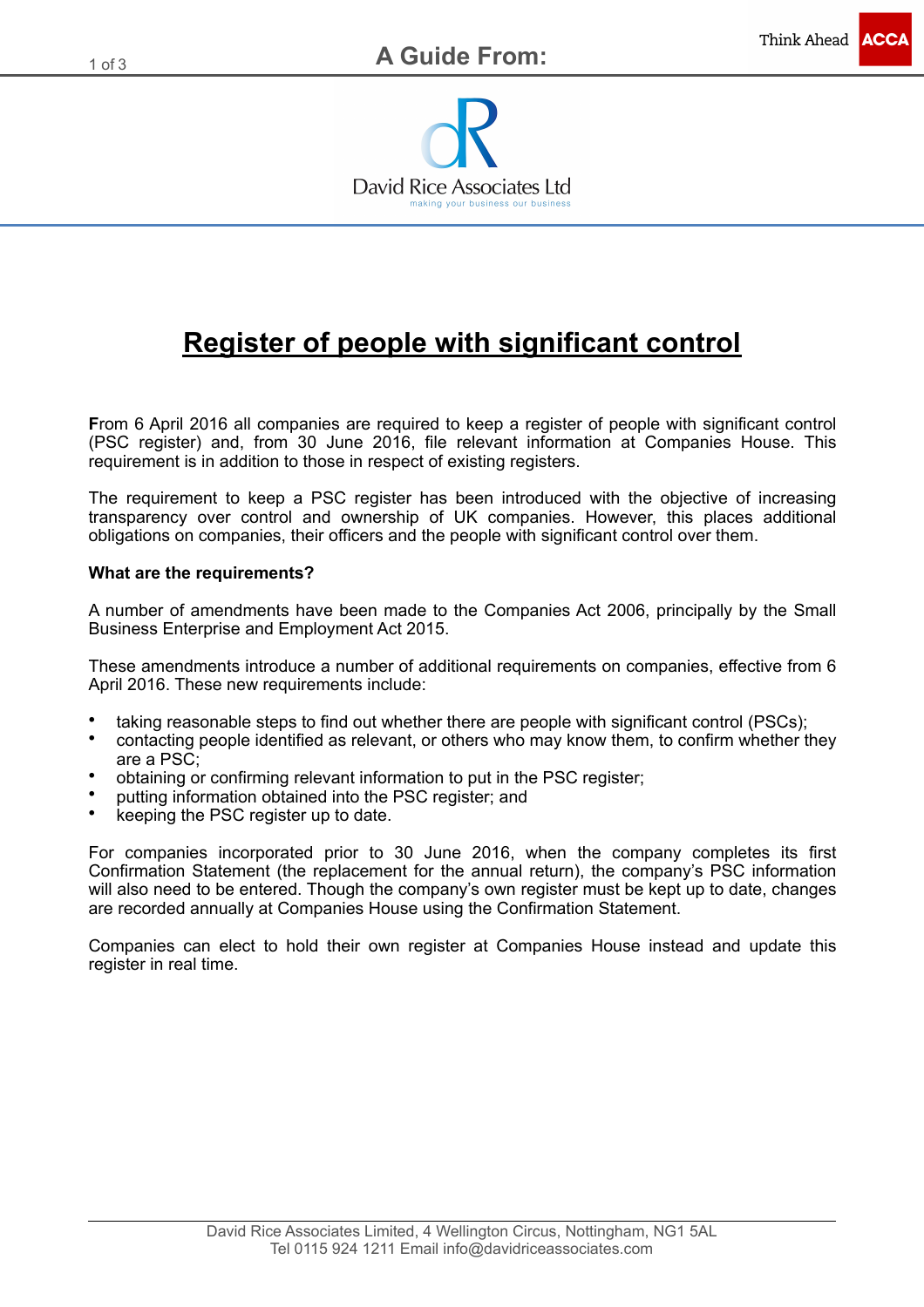# Register of people with significant control

From 6 April 2016 all companies are required to keep a register of people with significant control (PSC register) and, from 30 June 2016, file relevant information at Companies House. This requirement is in addition to those in respect of existing registers.

The requirement to keep a PSC register has been introduced with the objective of increasing transparency over control and ownership of UK companies. However, this places additional obligations on companies, their officers and the people with significant control over them.

**What are the requirements?**

A number of amendments have been made to the Companies Act 2006, principally by the Small Business Enterprise and Employment Act 2015.

These amendments introduce a number of additional requirements on companies, effective from 6 April 2016. These new requirements include:

- taking reasonable steps to find out whether there are people with significant control (PSCs);
- contacting people identified as relevant, or others who may know them, to confirm whether they are a PSC;
- obtaining or confirming relevant information to put in the PSC register;
- putting information obtained into the PSC register; and
- keeping the PSC register up to date.

For companies incorporated prior to 30 June 2016, when the company completes its first Confirmation Statement (the replacement for the annual return), the company's PSC information will also need to be entered. Though the company's own register must be kept up to date, changes are recorded annually at Companies House using the Confirmation Statement.

Companies can elect to hold their own register at Companies House instead and update this register in real time.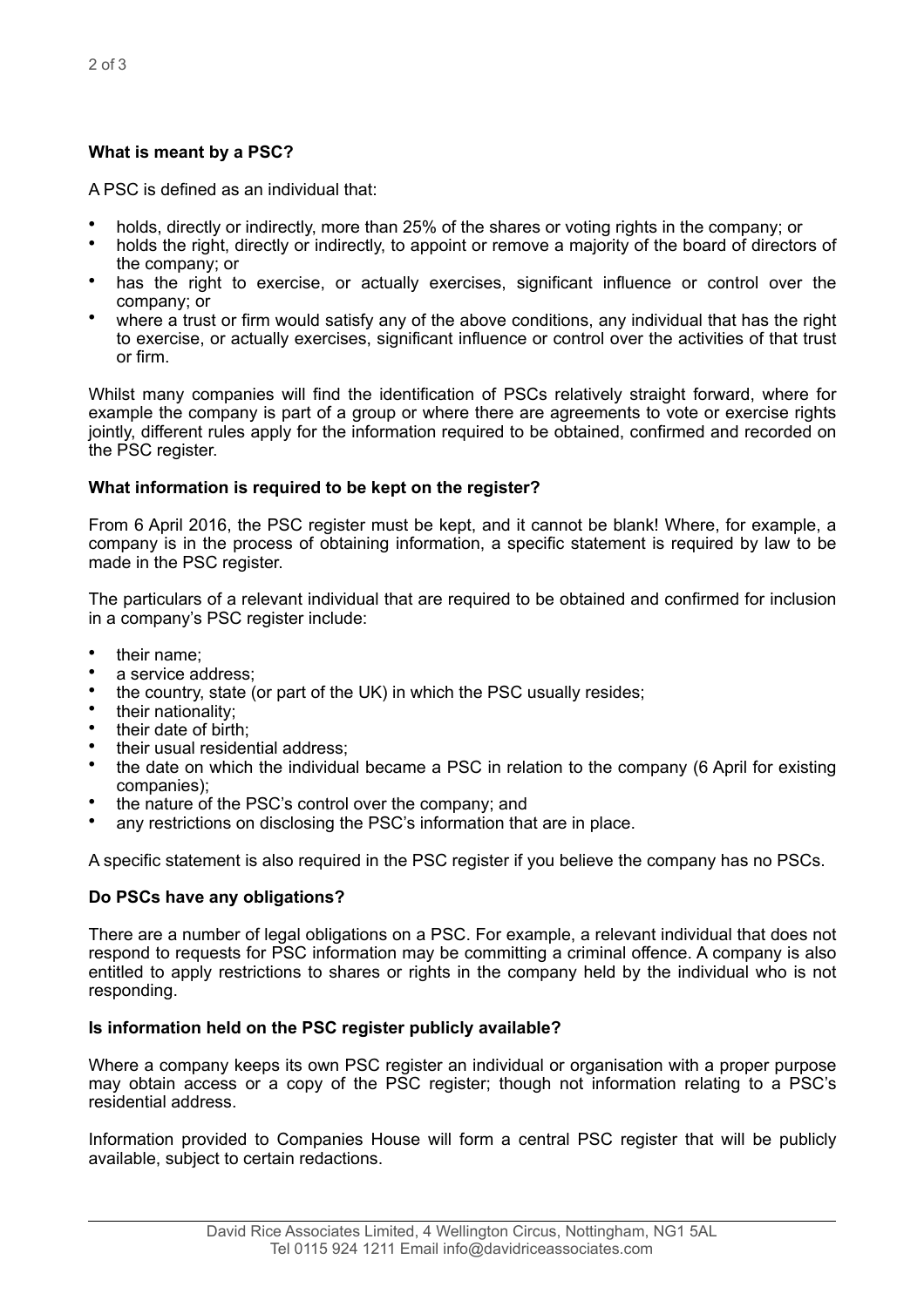**What is meant by a PSC?**

A PSC is defined as an individual that:

- holds, directly or indirectly, more than 25% of the shares or voting rights in the company; or
- holds the right, directly or indirectly, to appoint or remove a majority of the board of directors of the company; or
- has the right to exercise, or actually exercises, significant influence or control over the company; or
- where a trust or firm would satisfy any of the above conditions, any individual that has the right to exercise, or actually exercises, significant influence or control over the activities of that trust or firm.

Whilst many companies will find the identification of PSCs relatively straight forward, where for example the company is part of a group or where there are agreements to vote or exercise rights jointly, different rules apply for the information required to be obtained, confirmed and recorded on the PSC register.

**What information is required to be kept on the register?**

From 6 April 2016, the PSC register must be kept, and it cannot be blank! Where, for example, a company is in the process of obtaining information, a specific statement is required by law to be made in the PSC register.

The particulars of a relevant individual that are required to be obtained and confirmed for inclusion in a company's PSC register include:

- their name;
- a service address;
- the country, state (or part of the UK) in which the PSC usually resides;
- their nationality;
- their date of birth;
- their usual residential address;
- the date on which the individual became a PSC in relation to the company (6 April for existing companies);
- the nature of the PSC's control over the company; and
- any restrictions on disclosing the PSC's information that are in place.

A specific statement is also required in the PSC register if you believe the company has no PSCs.

**Do PSCs have any obligations?**

There are a number of legal obligations on a PSC. For example, a relevant individual that does not respond to requests for PSC information may be committing a criminal offence. A company is also entitled to apply restrictions to shares or rights in the company held by the individual who is not responding.

**Is information held on the PSC register publicly available?**

Where a company keeps its own PSC register an individual or organisation with a proper purpose may obtain access or a copy of the PSC register; though not information relating to a PSC's residential address.

Information provided to Companies House will form a central PSC register that will be publicly available, subject to certain redactions.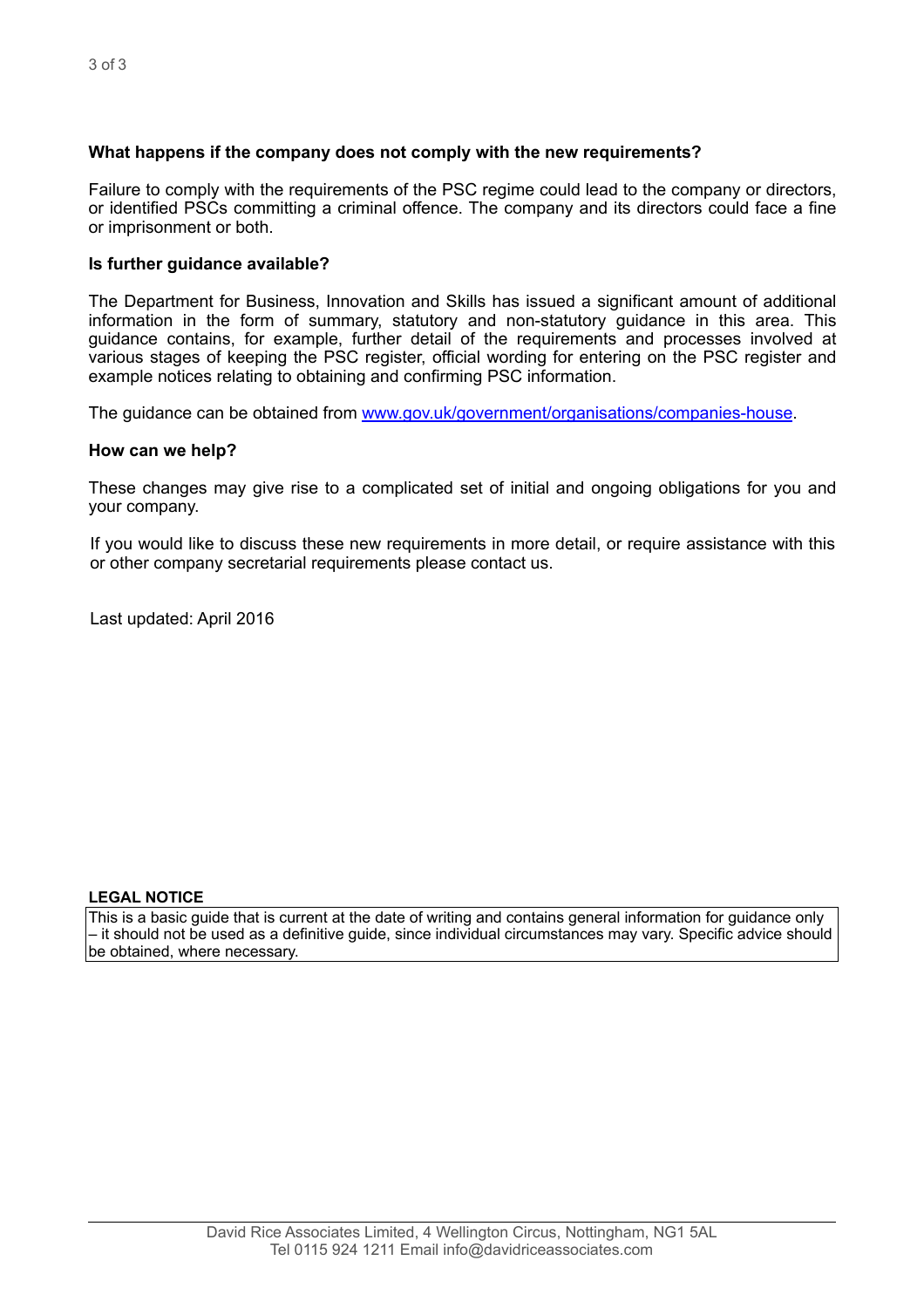### What happens if the company does not comply with the new requirements?

Failure to comply with the requirements of the PSC regime could lead to the company or directors, or identified PSCs committing a criminal offence. The company and its directors could face a fine or imprisonment or both.

### Is further guidance available?

The Department for Business, Innovation and Skills has issued a significant amount of additional information in the form of summary, statutory and non-statutory guidance in this area. This guidance contains, for example, further detail of the requirements and processes involved at various stages of keeping the PSC register, official wording for entering on the PSC register and example notices relating to obtaining and confirming PSC information.

The guidance can be obtained from [www.gov.uk/government/organisations/companies-house](http://www.gov.uk/government/organisations/companies-house).

### How can we help?

These changes may give rise to a complicated set of initial and ongoing obligations for you and your company.

If you would like to discuss these new requirements in more detail, or require assistance with this or other company secretarial requirements please contact us.

Last updated: April 2016

**LEGAL NOTICE**

This is a basic guide that is current at the date of writing and contains general information for guidance only – it should not be used as a definitive guide, since individual circumstances may vary. Specific advice should be obtained, where necessary.

David Rice Associates Limited, 4 Wellington Circus, Nottingham, NG1 5AL
Tel 0115 924 1211 Email info@davidriceassociates.com